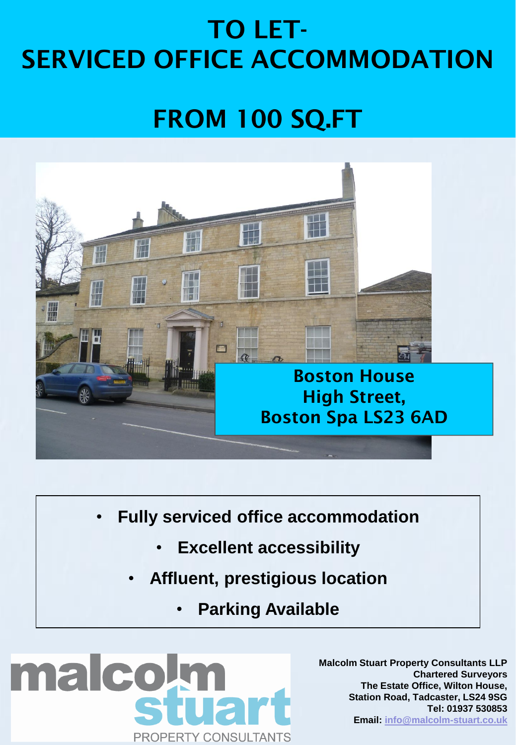# TO LET- SERVICED OFFICE ACCOMMODATION

# FROM 100 SQ.FT

## Boston House
## High Street,
## Boston Spa LS23 6AD

- **Fully serviced office accommodation**
- **Excellent accessibility**
- **Affluent, prestigious location**
- **Parking Available**

malcolm stuart
PROPERTY CONSULTANTS

**Malcolm Stuart Property Consultants LLP**
**Chartered Surveyors**
**The Estate Office, Wilton House,**
**Station Road, Tadcaster, LS24 9SG**
**Tel: 01937 530853**
**Email: info@malcolm-stuart.co.uk**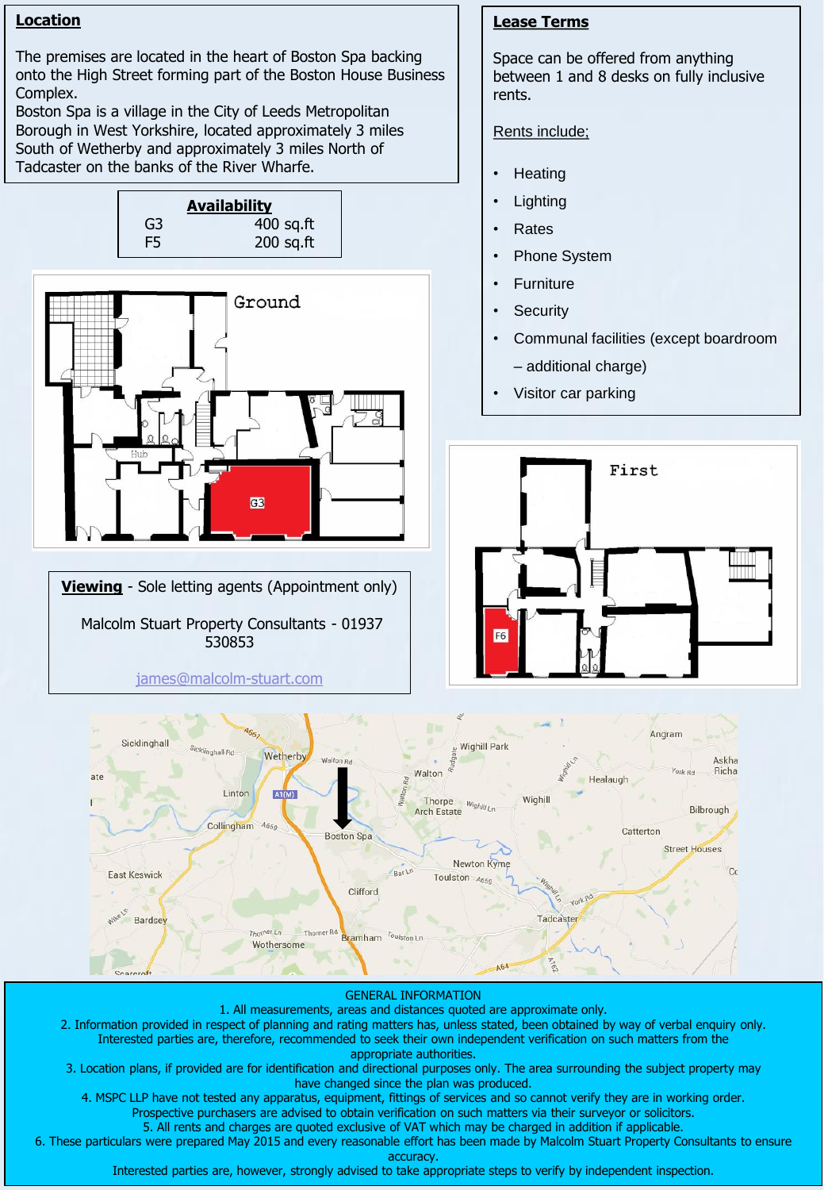## Location

The premises are located in the heart of Boston Spa backing onto the High Street forming part of the Boston House Business Complex.
Boston Spa is a village in the City of Leeds Metropolitan Borough in West Yorkshire, located approximately 3 miles South of Wetherby and approximately 3 miles North of Tadcaster on the banks of the River Wharfe.

## Lease Terms

Space can be offered from anything between 1 and 8 desks on fully inclusive rents.

Rents include;

- Heating
- Lighting
- Rates
- Phone System
- Furniture
- Security
- Communal facilities (except boardroom – additional charge)
- Visitor car parking

## Availability

| | |
|---|---|
| G3 | 400 sq.ft |
| F5 | 200 sq.ft |

Ground

G3

First

F6

**Viewing** - Sole letting agents (Appointment only)

Malcolm Stuart Property Consultants - 01937 530853

james@malcolm-stuart.com

GENERAL INFORMATION

1. All measurements, areas and distances quoted are approximate only.
2. Information provided in respect of planning and rating matters has, unless stated, been obtained by way of verbal enquiry only. Interested parties are, therefore, recommended to seek their own independent verification on such matters from the appropriate authorities.
3. Location plans, if provided are for identification and directional purposes only. The area surrounding the subject property may have changed since the plan was produced.
4. MSPC LLP have not tested any apparatus, equipment, fittings of services and so cannot verify they are in working order. Prospective purchasers are advised to obtain verification on such matters via their surveyor or solicitors.
5. All rents and charges are quoted exclusive of VAT which may be charged in addition if applicable.
6. These particulars were prepared May 2015 and every reasonable effort has been made by Malcolm Stuart Property Consultants to ensure accuracy.
Interested parties are, however, strongly advised to take appropriate steps to verify by independent inspection.